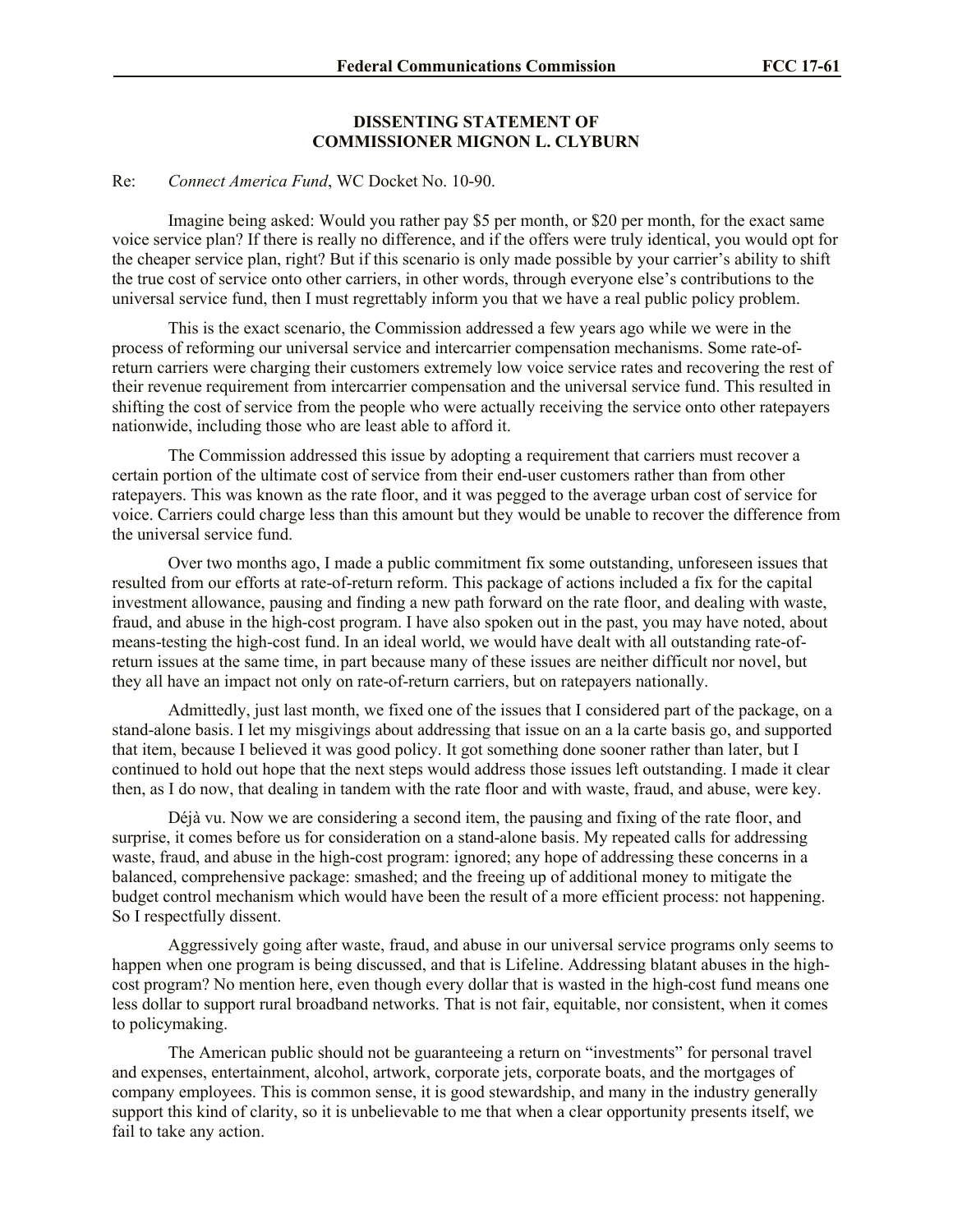## DISSENTING STATEMENT OF COMMISSIONER MIGNON L. CLYBURN

Re: *Connect America Fund*, WC Docket No. 10-90.

Imagine being asked: Would you rather pay $5 per month, or $20 per month, for the exact same voice service plan? If there is really no difference, and if the offers were truly identical, you would opt for the cheaper service plan, right? But if this scenario is only made possible by your carrier's ability to shift the true cost of service onto other carriers, in other words, through everyone else's contributions to the universal service fund, then I must regrettably inform you that we have a real public policy problem.

This is the exact scenario, the Commission addressed a few years ago while we were in the process of reforming our universal service and intercarrier compensation mechanisms. Some rate-of-return carriers were charging their customers extremely low voice service rates and recovering the rest of their revenue requirement from intercarrier compensation and the universal service fund. This resulted in shifting the cost of service from the people who were actually receiving the service onto other ratepayers nationwide, including those who are least able to afford it.

The Commission addressed this issue by adopting a requirement that carriers must recover a certain portion of the ultimate cost of service from their end-user customers rather than from other ratepayers. This was known as the rate floor, and it was pegged to the average urban cost of service for voice. Carriers could charge less than this amount but they would be unable to recover the difference from the universal service fund.

Over two months ago, I made a public commitment fix some outstanding, unforeseen issues that resulted from our efforts at rate-of-return reform. This package of actions included a fix for the capital investment allowance, pausing and finding a new path forward on the rate floor, and dealing with waste, fraud, and abuse in the high-cost program. I have also spoken out in the past, you may have noted, about means-testing the high-cost fund. In an ideal world, we would have dealt with all outstanding rate-of-return issues at the same time, in part because many of these issues are neither difficult nor novel, but they all have an impact not only on rate-of-return carriers, but on ratepayers nationally.

Admittedly, just last month, we fixed one of the issues that I considered part of the package, on a stand-alone basis. I let my misgivings about addressing that issue on an a la carte basis go, and supported that item, because I believed it was good policy. It got something done sooner rather than later, but I continued to hold out hope that the next steps would address those issues left outstanding. I made it clear then, as I do now, that dealing in tandem with the rate floor and with waste, fraud, and abuse, were key.

Déjà vu. Now we are considering a second item, the pausing and fixing of the rate floor, and surprise, it comes before us for consideration on a stand-alone basis. My repeated calls for addressing waste, fraud, and abuse in the high-cost program: ignored; any hope of addressing these concerns in a balanced, comprehensive package: smashed; and the freeing up of additional money to mitigate the budget control mechanism which would have been the result of a more efficient process: not happening. So I respectfully dissent.

Aggressively going after waste, fraud, and abuse in our universal service programs only seems to happen when one program is being discussed, and that is Lifeline. Addressing blatant abuses in the high-cost program? No mention here, even though every dollar that is wasted in the high-cost fund means one less dollar to support rural broadband networks. That is not fair, equitable, nor consistent, when it comes to policymaking.

The American public should not be guaranteeing a return on "investments" for personal travel and expenses, entertainment, alcohol, artwork, corporate jets, corporate boats, and the mortgages of company employees. This is common sense, it is good stewardship, and many in the industry generally support this kind of clarity, so it is unbelievable to me that when a clear opportunity presents itself, we fail to take any action.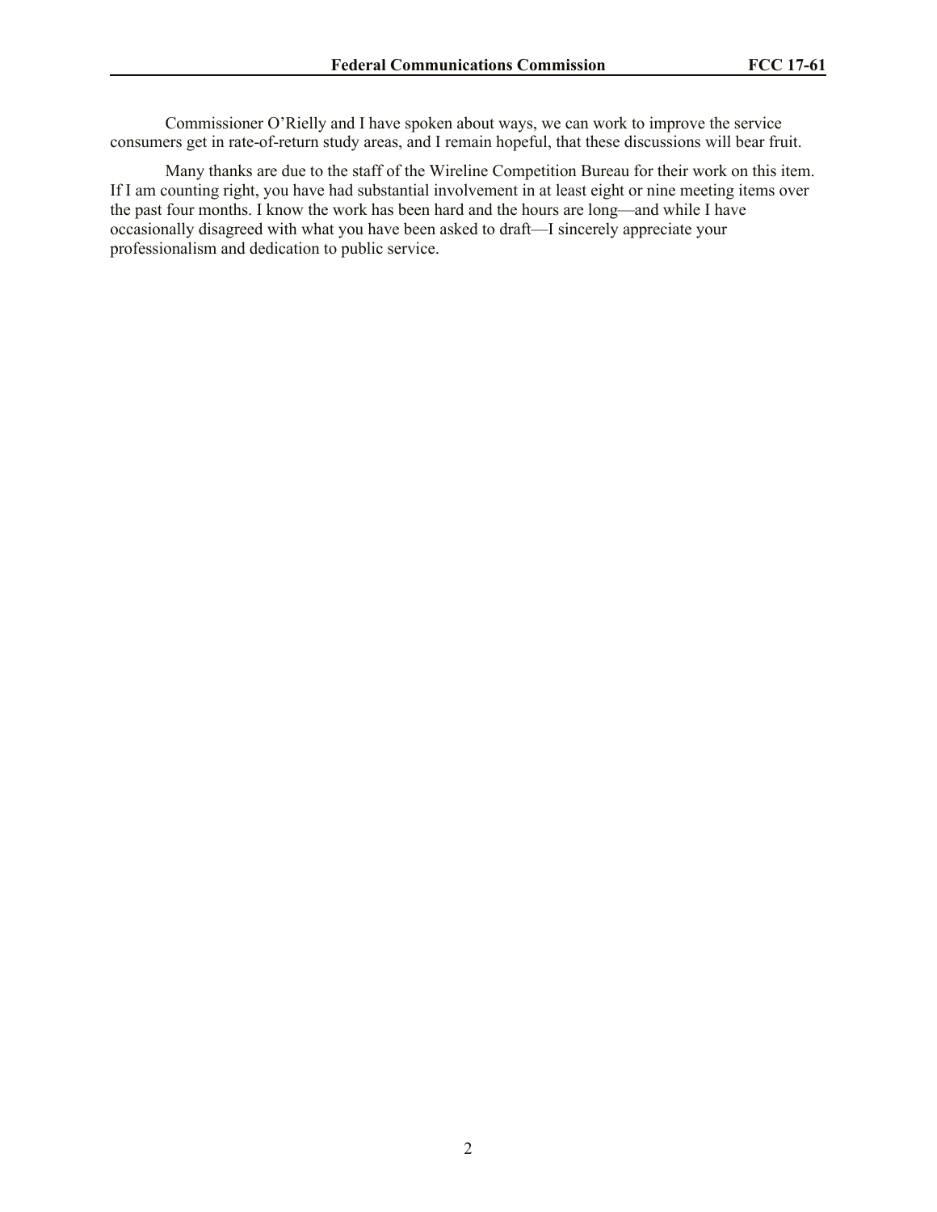Commissioner O'Rielly and I have spoken about ways, we can work to improve the service consumers get in rate-of-return study areas, and I remain hopeful, that these discussions will bear fruit.

Many thanks are due to the staff of the Wireline Competition Bureau for their work on this item. If I am counting right, you have had substantial involvement in at least eight or nine meeting items over the past four months. I know the work has been hard and the hours are long—and while I have occasionally disagreed with what you have been asked to draft—I sincerely appreciate your professionalism and dedication to public service.